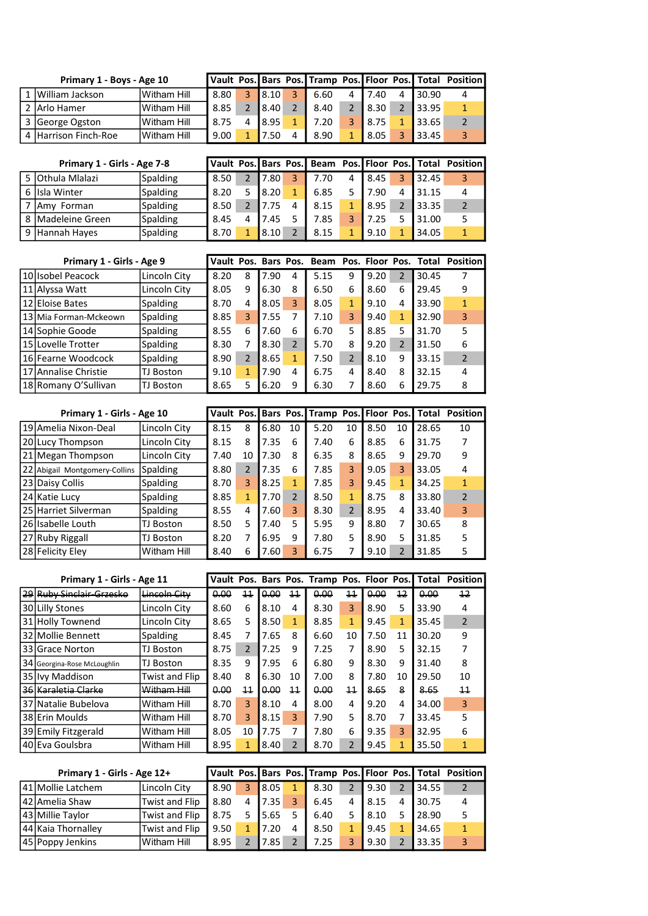| | Primary 1 - Boys - Age 10 | | Vault | Pos. | Bars | Pos. | Tramp | Pos. | Floor | Pos. | Total | Position |
|---|---|---|---|---|---|---|---|---|---|---|---|---|
| 1 | William Jackson | Witham Hill | 8.80 | 3 | 8.10 | 3 | 6.60 | 4 | 7.40 | 4 | 30.90 | 4 |
| 2 | Arlo Hamer | Witham Hill | 8.85 | 2 | 8.40 | 2 | 8.40 | 2 | 8.30 | 2 | 33.95 | 1 |
| 3 | George Ogston | Witham Hill | 8.75 | 4 | 8.95 | 1 | 7.20 | 3 | 8.75 | 1 | 33.65 | 2 |
| 4 | Harrison Finch-Roe | Witham Hill | 9.00 | 1 | 7.50 | 4 | 8.90 | 1 | 8.05 | 3 | 33.45 | 3 |

| | Primary 1 - Girls - Age 7-8 | | Vault | Pos. | Bars | Pos. | Beam | Pos. | Floor | Pos. | Total | Position |
|---|---|---|---|---|---|---|---|---|---|---|---|---|
| 5 | Othula Mlalazi | Spalding | 8.50 | 2 | 7.80 | 3 | 7.70 | 4 | 8.45 | 3 | 32.45 | 3 |
| 6 | Isla Winter | Spalding | 8.20 | 5 | 8.20 | 1 | 6.85 | 5 | 7.90 | 4 | 31.15 | 4 |
| 7 | Amy Forman | Spalding | 8.50 | 2 | 7.75 | 4 | 8.15 | 1 | 8.95 | 2 | 33.35 | 2 |
| 8 | Madeleine Green | Spalding | 8.45 | 4 | 7.45 | 5 | 7.85 | 3 | 7.25 | 5 | 31.00 | 5 |
| 9 | Hannah Hayes | Spalding | 8.70 | 1 | 8.10 | 2 | 8.15 | 1 | 9.10 | 1 | 34.05 | 1 |

| | Primary 1 - Girls - Age 9 | | Vault | Pos. | Bars | Pos. | Beam | Pos. | Floor | Pos. | Total | Position |
|---|---|---|---|---|---|---|---|---|---|---|---|---|
| 10 | Isobel Peacock | Lincoln City | 8.20 | 8 | 7.90 | 4 | 5.15 | 9 | 9.20 | 2 | 30.45 | 7 |
| 11 | Alyssa Watt | Lincoln City | 8.05 | 9 | 6.30 | 8 | 6.50 | 6 | 8.60 | 6 | 29.45 | 9 |
| 12 | Eloise Bates | Spalding | 8.70 | 4 | 8.05 | 3 | 8.05 | 1 | 9.10 | 4 | 33.90 | 1 |
| 13 | Mia Forman-Mckeown | Spalding | 8.85 | 3 | 7.55 | 7 | 7.10 | 3 | 9.40 | 1 | 32.90 | 3 |
| 14 | Sophie Goode | Spalding | 8.55 | 6 | 7.60 | 6 | 6.70 | 5 | 8.85 | 5 | 31.70 | 5 |
| 15 | Lovelle Trotter | Spalding | 8.30 | 7 | 8.30 | 2 | 5.70 | 8 | 9.20 | 2 | 31.50 | 6 |
| 16 | Fearne Woodcock | Spalding | 8.90 | 2 | 8.65 | 1 | 7.50 | 2 | 8.10 | 9 | 33.15 | 2 |
| 17 | Annalise Christie | TJ Boston | 9.10 | 1 | 7.90 | 4 | 6.75 | 4 | 8.40 | 8 | 32.15 | 4 |
| 18 | Romany O'Sullivan | TJ Boston | 8.65 | 5 | 6.20 | 9 | 6.30 | 7 | 8.60 | 6 | 29.75 | 8 |

| | Primary 1 - Girls - Age 10 | | Vault | Pos. | Bars | Pos. | Tramp | Pos. | Floor | Pos. | Total | Position |
|---|---|---|---|---|---|---|---|---|---|---|---|---|
| 19 | Amelia Nixon-Deal | Lincoln City | 8.15 | 8 | 6.80 | 10 | 5.20 | 10 | 8.50 | 10 | 28.65 | 10 |
| 20 | Lucy Thompson | Lincoln City | 8.15 | 8 | 7.35 | 6 | 7.40 | 6 | 8.85 | 6 | 31.75 | 7 |
| 21 | Megan Thompson | Lincoln City | 7.40 | 10 | 7.30 | 8 | 6.35 | 8 | 8.65 | 9 | 29.70 | 9 |
| 22 | Abigail Montgomery-Collins | Spalding | 8.80 | 2 | 7.35 | 6 | 7.85 | 3 | 9.05 | 3 | 33.05 | 4 |
| 23 | Daisy Collis | Spalding | 8.70 | 3 | 8.25 | 1 | 7.85 | 3 | 9.45 | 1 | 34.25 | 1 |
| 24 | Katie Lucy | Spalding | 8.85 | 1 | 7.70 | 2 | 8.50 | 1 | 8.75 | 8 | 33.80 | 2 |
| 25 | Harriet Silverman | Spalding | 8.55 | 4 | 7.60 | 3 | 8.30 | 2 | 8.95 | 4 | 33.40 | 3 |
| 26 | Isabelle Louth | TJ Boston | 8.50 | 5 | 7.40 | 5 | 5.95 | 9 | 8.80 | 7 | 30.65 | 8 |
| 27 | Ruby Riggall | TJ Boston | 8.20 | 7 | 6.95 | 9 | 7.80 | 5 | 8.90 | 5 | 31.85 | 5 |
| 28 | Felicity Eley | Witham Hill | 8.40 | 6 | 7.60 | 3 | 6.75 | 7 | 9.10 | 2 | 31.85 | 5 |

| | Primary 1 - Girls - Age 11 | | Vault | Pos. | Bars | Pos. | Tramp | Pos. | Floor | Pos. | Total | Position |
|---|---|---|---|---|---|---|---|---|---|---|---|---|
| ~~29~~ | ~~Ruby Sinclair-Grzesko~~ | ~~Lincoln City~~ | ~~0.00~~ | ~~11~~ | ~~0.00~~ | ~~11~~ | ~~0.00~~ | ~~11~~ | ~~0.00~~ | ~~12~~ | ~~0.00~~ | ~~12~~ |
| 30 | Lilly Stones | Lincoln City | 8.60 | 6 | 8.10 | 4 | 8.30 | 3 | 8.90 | 5 | 33.90 | 4 |
| 31 | Holly Townend | Lincoln City | 8.65 | 5 | 8.50 | 1 | 8.85 | 1 | 9.45 | 1 | 35.45 | 2 |
| 32 | Mollie Bennett | Spalding | 8.45 | 7 | 7.65 | 8 | 6.60 | 10 | 7.50 | 11 | 30.20 | 9 |
| 33 | Grace Norton | TJ Boston | 8.75 | 2 | 7.25 | 9 | 7.25 | 7 | 8.90 | 5 | 32.15 | 7 |
| 34 | Georgina-Rose McLoughlin | TJ Boston | 8.35 | 9 | 7.95 | 6 | 6.80 | 9 | 8.30 | 9 | 31.40 | 8 |
| 35 | Ivy Maddison | Twist and Flip | 8.40 | 8 | 6.30 | 10 | 7.00 | 8 | 7.80 | 10 | 29.50 | 10 |
| ~~36~~ | ~~Karaletia Clarke~~ | ~~Witham Hill~~ | ~~0.00~~ | ~~11~~ | ~~0.00~~ | ~~11~~ | ~~0.00~~ | ~~11~~ | ~~8.65~~ | ~~8~~ | ~~8.65~~ | ~~11~~ |
| 37 | Natalie Bubelova | Witham Hill | 8.70 | 3 | 8.10 | 4 | 8.00 | 4 | 9.20 | 4 | 34.00 | 3 |
| 38 | Erin Moulds | Witham Hill | 8.70 | 3 | 8.15 | 3 | 7.90 | 5 | 8.70 | 7 | 33.45 | 5 |
| 39 | Emily Fitzgerald | Witham Hill | 8.05 | 10 | 7.75 | 7 | 7.80 | 6 | 9.35 | 3 | 32.95 | 6 |
| 40 | Eva Goulsbra | Witham Hill | 8.95 | 1 | 8.40 | 2 | 8.70 | 2 | 9.45 | 1 | 35.50 | 1 |

| | Primary 1 - Girls - Age 12+ | | Vault | Pos. | Bars | Pos. | Tramp | Pos. | Floor | Pos. | Total | Position |
|---|---|---|---|---|---|---|---|---|---|---|---|---|
| 41 | Mollie Latchem | Lincoln City | 8.90 | 3 | 8.05 | 1 | 8.30 | 2 | 9.30 | 2 | 34.55 | 2 |
| 42 | Amelia Shaw | Twist and Flip | 8.80 | 4 | 7.35 | 3 | 6.45 | 4 | 8.15 | 4 | 30.75 | 4 |
| 43 | Millie Taylor | Twist and Flip | 8.75 | 5 | 5.65 | 5 | 6.40 | 5 | 8.10 | 5 | 28.90 | 5 |
| 44 | Kaia Thornalley | Twist and Flip | 9.50 | 1 | 7.20 | 4 | 8.50 | 1 | 9.45 | 1 | 34.65 | 1 |
| 45 | Poppy Jenkins | Witham Hill | 8.95 | 2 | 7.85 | 2 | 7.25 | 3 | 9.30 | 2 | 33.35 | 3 |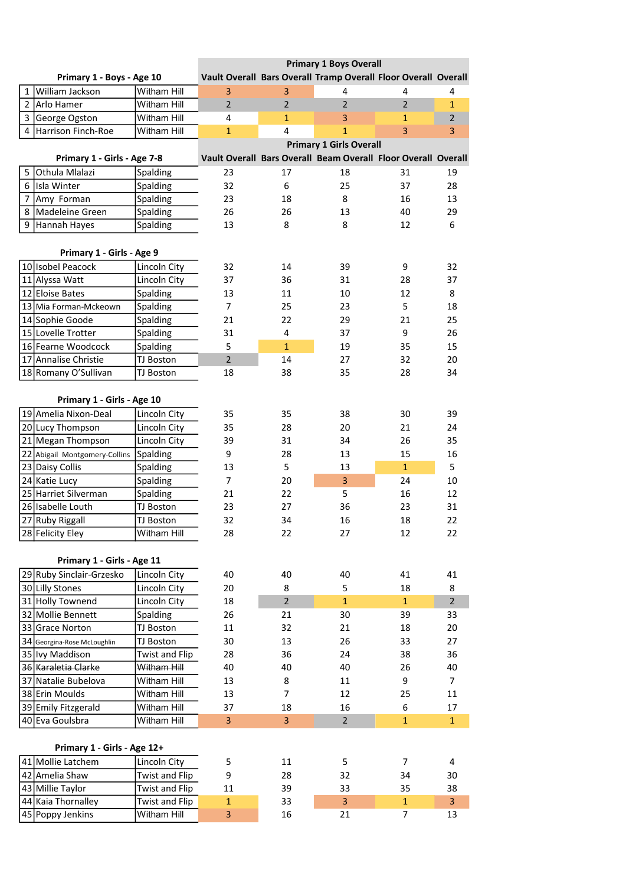| | Primary 1 - Boys - Age 10 | | Primary 1 Boys Overall | | | | |
|---|---|---|---|---|---|---|---|
| | | | Vault Overall | Bars Overall | Tramp Overall | Floor Overall | Overall |
| 1 | William Jackson | Witham Hill | 3 | 3 | 4 | 4 | 4 |
| 2 | Arlo Hamer | Witham Hill | 2 | 2 | 2 | 2 | 1 |
| 3 | George Ogston | Witham Hill | 4 | 1 | 3 | 1 | 2 |
| 4 | Harrison Finch-Roe | Witham Hill | 1 | 4 | 1 | 3 | 3 |

| | Primary 1 - Girls - Age 7-8 | | Primary 1 Girls Overall | | | | |
|---|---|---|---|---|---|---|---|
| | | | Vault Overall | Bars Overall | Beam Overall | Floor Overall | Overall |
| 5 | Othula Mlalazi | Spalding | 23 | 17 | 18 | 31 | 19 |
| 6 | Isla Winter | Spalding | 32 | 6 | 25 | 37 | 28 |
| 7 | Amy Forman | Spalding | 23 | 18 | 8 | 16 | 13 |
| 8 | Madeleine Green | Spalding | 26 | 26 | 13 | 40 | 29 |
| 9 | Hannah Hayes | Spalding | 13 | 8 | 8 | 12 | 6 |
| | **Primary 1 - Girls - Age 9** | | | | | | |
| 10 | Isobel Peacock | Lincoln City | 32 | 14 | 39 | 9 | 32 |
| 11 | Alyssa Watt | Lincoln City | 37 | 36 | 31 | 28 | 37 |
| 12 | Eloise Bates | Spalding | 13 | 11 | 10 | 12 | 8 |
| 13 | Mia Forman-Mckeown | Spalding | 7 | 25 | 23 | 5 | 18 |
| 14 | Sophie Goode | Spalding | 21 | 22 | 29 | 21 | 25 |
| 15 | Lovelle Trotter | Spalding | 31 | 4 | 37 | 9 | 26 |
| 16 | Fearne Woodcock | Spalding | 5 | 1 | 19 | 35 | 15 |
| 17 | Annalise Christie | TJ Boston | 2 | 14 | 27 | 32 | 20 |
| 18 | Romany O'Sullivan | TJ Boston | 18 | 38 | 35 | 28 | 34 |
| | **Primary 1 - Girls - Age 10** | | | | | | |
| 19 | Amelia Nixon-Deal | Lincoln City | 35 | 35 | 38 | 30 | 39 |
| 20 | Lucy Thompson | Lincoln City | 35 | 28 | 20 | 21 | 24 |
| 21 | Megan Thompson | Lincoln City | 39 | 31 | 34 | 26 | 35 |
| 22 | Abigail Montgomery-Collins | Spalding | 9 | 28 | 13 | 15 | 16 |
| 23 | Daisy Collis | Spalding | 13 | 5 | 13 | 1 | 5 |
| 24 | Katie Lucy | Spalding | 7 | 20 | 3 | 24 | 10 |
| 25 | Harriet Silverman | Spalding | 21 | 22 | 5 | 16 | 12 |
| 26 | Isabelle Louth | TJ Boston | 23 | 27 | 36 | 23 | 31 |
| 27 | Ruby Riggall | TJ Boston | 32 | 34 | 16 | 18 | 22 |
| 28 | Felicity Eley | Witham Hill | 28 | 22 | 27 | 12 | 22 |
| | **Primary 1 - Girls - Age 11** | | | | | | |
| 29 | Ruby Sinclair-Grzesko | Lincoln City | 40 | 40 | 40 | 41 | 41 |
| 30 | Lilly Stones | Lincoln City | 20 | 8 | 5 | 18 | 8 |
| 31 | Holly Townend | Lincoln City | 18 | 2 | 1 | 1 | 2 |
| 32 | Mollie Bennett | Spalding | 26 | 21 | 30 | 39 | 33 |
| 33 | Grace Norton | TJ Boston | 11 | 32 | 21 | 18 | 20 |
| 34 | Georgina-Rose McLoughlin | TJ Boston | 30 | 13 | 26 | 33 | 27 |
| 35 | Ivy Maddison | Twist and Flip | 28 | 36 | 24 | 38 | 36 |
| ~~36~~ | ~~Karaletia Clarke~~ | ~~Witham Hill~~ | 40 | 40 | 40 | 26 | 40 |
| 37 | Natalie Bubelova | Witham Hill | 13 | 8 | 11 | 9 | 7 |
| 38 | Erin Moulds | Witham Hill | 13 | 7 | 12 | 25 | 11 |
| 39 | Emily Fitzgerald | Witham Hill | 37 | 18 | 16 | 6 | 17 |
| 40 | Eva Goulsbra | Witham Hill | 3 | 3 | 2 | 1 | 1 |
| | **Primary 1 - Girls - Age 12+** | | | | | | |
| 41 | Mollie Latchem | Lincoln City | 5 | 11 | 5 | 7 | 4 |
| 42 | Amelia Shaw | Twist and Flip | 9 | 28 | 32 | 34 | 30 |
| 43 | Millie Taylor | Twist and Flip | 11 | 39 | 33 | 35 | 38 |
| 44 | Kaia Thornalley | Twist and Flip | 1 | 33 | 3 | 1 | 3 |
| 45 | Poppy Jenkins | Witham Hill | 3 | 16 | 21 | 7 | 13 |